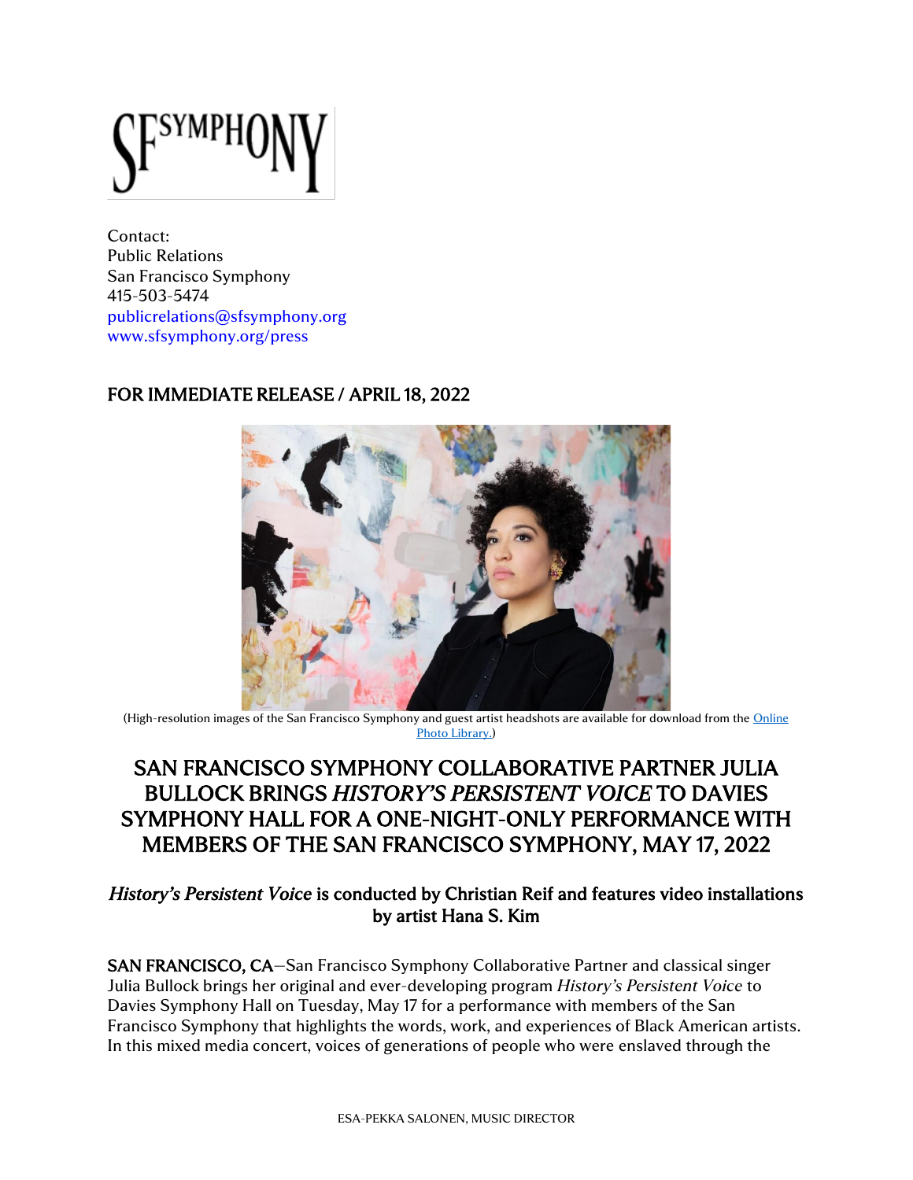SFSYMPHONY

Contact:
Public Relations
San Francisco Symphony
415-503-5474
publicrelations@sfsymphony.org
www.sfsymphony.org/press

**FOR IMMEDIATE RELEASE / APRIL 18, 2022**

(High-resolution images of the San Francisco Symphony and guest artist headshots are available for download from the [Online Photo Library.](#))

# SAN FRANCISCO SYMPHONY COLLABORATIVE PARTNER JULIA BULLOCK BRINGS *HISTORY'S PERSISTENT VOICE* TO DAVIES SYMPHONY HALL FOR A ONE-NIGHT-ONLY PERFORMANCE WITH MEMBERS OF THE SAN FRANCISCO SYMPHONY, MAY 17, 2022

## *History's Persistent Voice* is conducted by Christian Reif and features video installations by artist Hana S. Kim

**SAN FRANCISCO, CA**—San Francisco Symphony Collaborative Partner and classical singer Julia Bullock brings her original and ever-developing program *History's Persistent Voice* to Davies Symphony Hall on Tuesday, May 17 for a performance with members of the San Francisco Symphony that highlights the words, work, and experiences of Black American artists. In this mixed media concert, voices of generations of people who were enslaved through the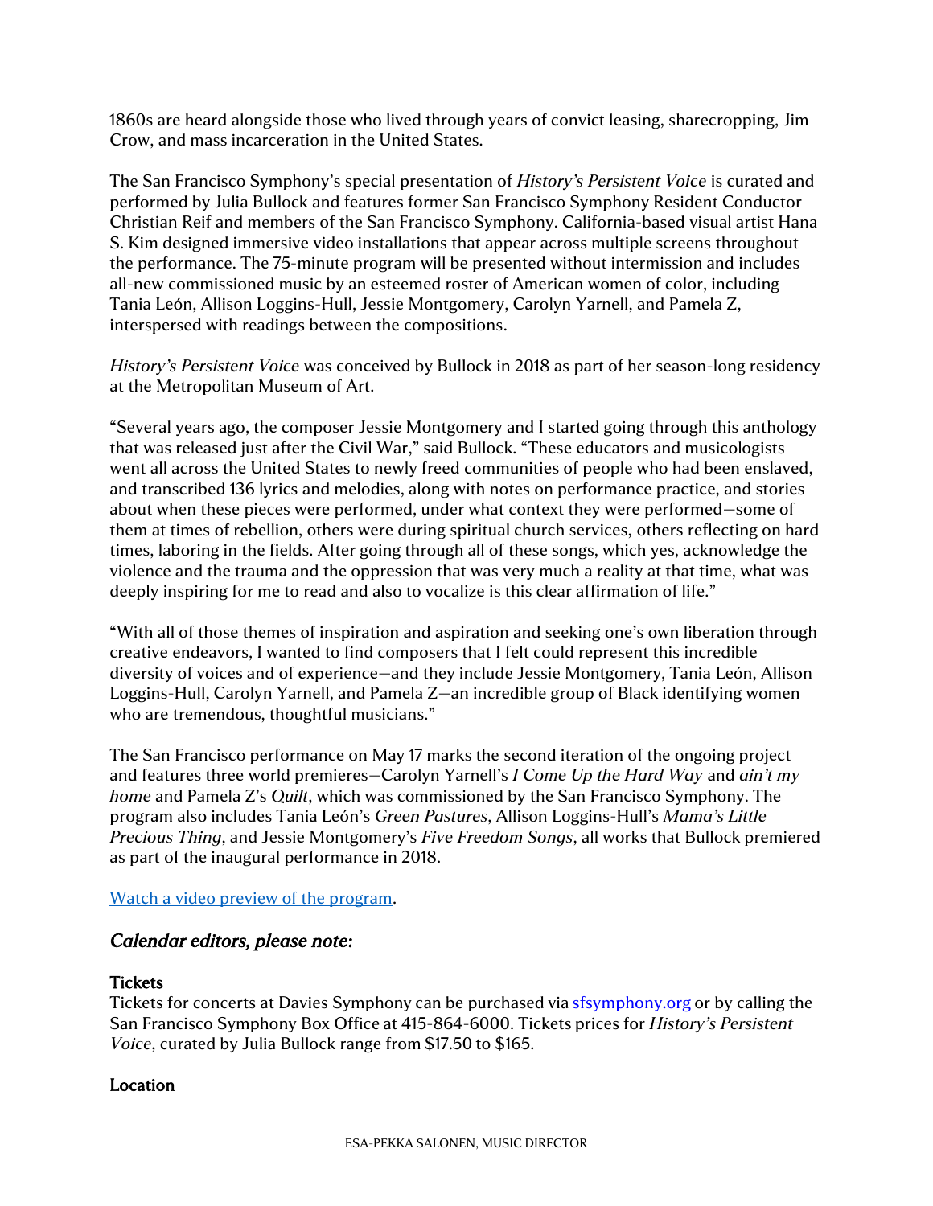1860s are heard alongside those who lived through years of convict leasing, sharecropping, Jim Crow, and mass incarceration in the United States.

The San Francisco Symphony's special presentation of *History's Persistent Voice* is curated and performed by Julia Bullock and features former San Francisco Symphony Resident Conductor Christian Reif and members of the San Francisco Symphony. California-based visual artist Hana S. Kim designed immersive video installations that appear across multiple screens throughout the performance. The 75-minute program will be presented without intermission and includes all-new commissioned music by an esteemed roster of American women of color, including Tania León, Allison Loggins-Hull, Jessie Montgomery, Carolyn Yarnell, and Pamela Z, interspersed with readings between the compositions.

*History's Persistent Voice* was conceived by Bullock in 2018 as part of her season-long residency at the Metropolitan Museum of Art.

"Several years ago, the composer Jessie Montgomery and I started going through this anthology that was released just after the Civil War," said Bullock. "These educators and musicologists went all across the United States to newly freed communities of people who had been enslaved, and transcribed 136 lyrics and melodies, along with notes on performance practice, and stories about when these pieces were performed, under what context they were performed—some of them at times of rebellion, others were during spiritual church services, others reflecting on hard times, laboring in the fields. After going through all of these songs, which yes, acknowledge the violence and the trauma and the oppression that was very much a reality at that time, what was deeply inspiring for me to read and also to vocalize is this clear affirmation of life."

"With all of those themes of inspiration and aspiration and seeking one's own liberation through creative endeavors, I wanted to find composers that I felt could represent this incredible diversity of voices and of experience—and they include Jessie Montgomery, Tania León, Allison Loggins-Hull, Carolyn Yarnell, and Pamela Z—an incredible group of Black identifying women who are tremendous, thoughtful musicians."

The San Francisco performance on May 17 marks the second iteration of the ongoing project and features three world premieres—Carolyn Yarnell's *I Come Up the Hard Way* and *ain't my home* and Pamela Z's *Quilt*, which was commissioned by the San Francisco Symphony. The program also includes Tania León's *Green Pastures*, Allison Loggins-Hull's *Mama's Little Precious Thing*, and Jessie Montgomery's *Five Freedom Songs*, all works that Bullock premiered as part of the inaugural performance in 2018.

Watch a video preview of the program.

### *Calendar editors, please note:*

**Tickets**
Tickets for concerts at Davies Symphony can be purchased via sfsymphony.org or by calling the San Francisco Symphony Box Office at 415-864-6000. Tickets prices for *History's Persistent Voice*, curated by Julia Bullock range from $17.50 to $165.

**Location**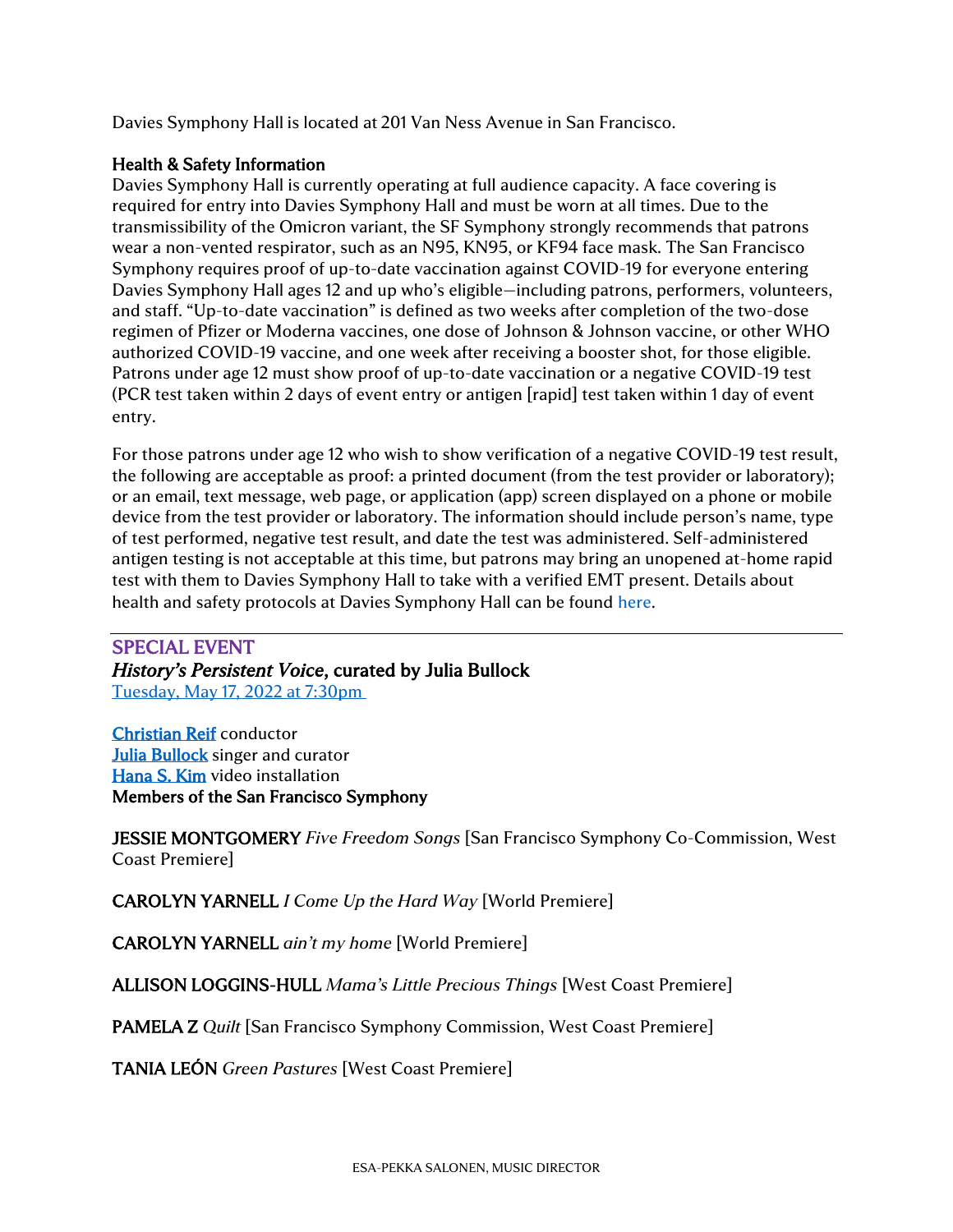Davies Symphony Hall is located at 201 Van Ness Avenue in San Francisco.

**Health & Safety Information**

Davies Symphony Hall is currently operating at full audience capacity. A face covering is required for entry into Davies Symphony Hall and must be worn at all times. Due to the transmissibility of the Omicron variant, the SF Symphony strongly recommends that patrons wear a non-vented respirator, such as an N95, KN95, or KF94 face mask. The San Francisco Symphony requires proof of up-to-date vaccination against COVID-19 for everyone entering Davies Symphony Hall ages 12 and up who's eligible—including patrons, performers, volunteers, and staff. "Up-to-date vaccination" is defined as two weeks after completion of the two-dose regimen of Pfizer or Moderna vaccines, one dose of Johnson & Johnson vaccine, or other WHO authorized COVID-19 vaccine, and one week after receiving a booster shot, for those eligible. Patrons under age 12 must show proof of up-to-date vaccination or a negative COVID-19 test (PCR test taken within 2 days of event entry or antigen [rapid] test taken within 1 day of event entry.

For those patrons under age 12 who wish to show verification of a negative COVID-19 test result, the following are acceptable as proof: a printed document (from the test provider or laboratory); or an email, text message, web page, or application (app) screen displayed on a phone or mobile device from the test provider or laboratory. The information should include person's name, type of test performed, negative test result, and date the test was administered. Self-administered antigen testing is not acceptable at this time, but patrons may bring an unopened at-home rapid test with them to Davies Symphony Hall to take with a verified EMT present. Details about health and safety protocols at Davies Symphony Hall can be found here.

---

**SPECIAL EVENT**

***History's Persistent Voice*, curated by Julia Bullock**

Tuesday, May 17, 2022 at 7:30pm

**Christian Reif** conductor
**Julia Bullock** singer and curator
**Hana S. Kim** video installation
**Members of the San Francisco Symphony**

JESSIE MONTGOMERY *Five Freedom Songs* [San Francisco Symphony Co-Commission, West Coast Premiere]

CAROLYN YARNELL *I Come Up the Hard Way* [World Premiere]

CAROLYN YARNELL *ain't my home* [World Premiere]

ALLISON LOGGINS-HULL *Mama's Little Precious Things* [West Coast Premiere]

PAMELA Z *Quilt* [San Francisco Symphony Commission, West Coast Premiere]

TANIA LEÓN *Green Pastures* [West Coast Premiere]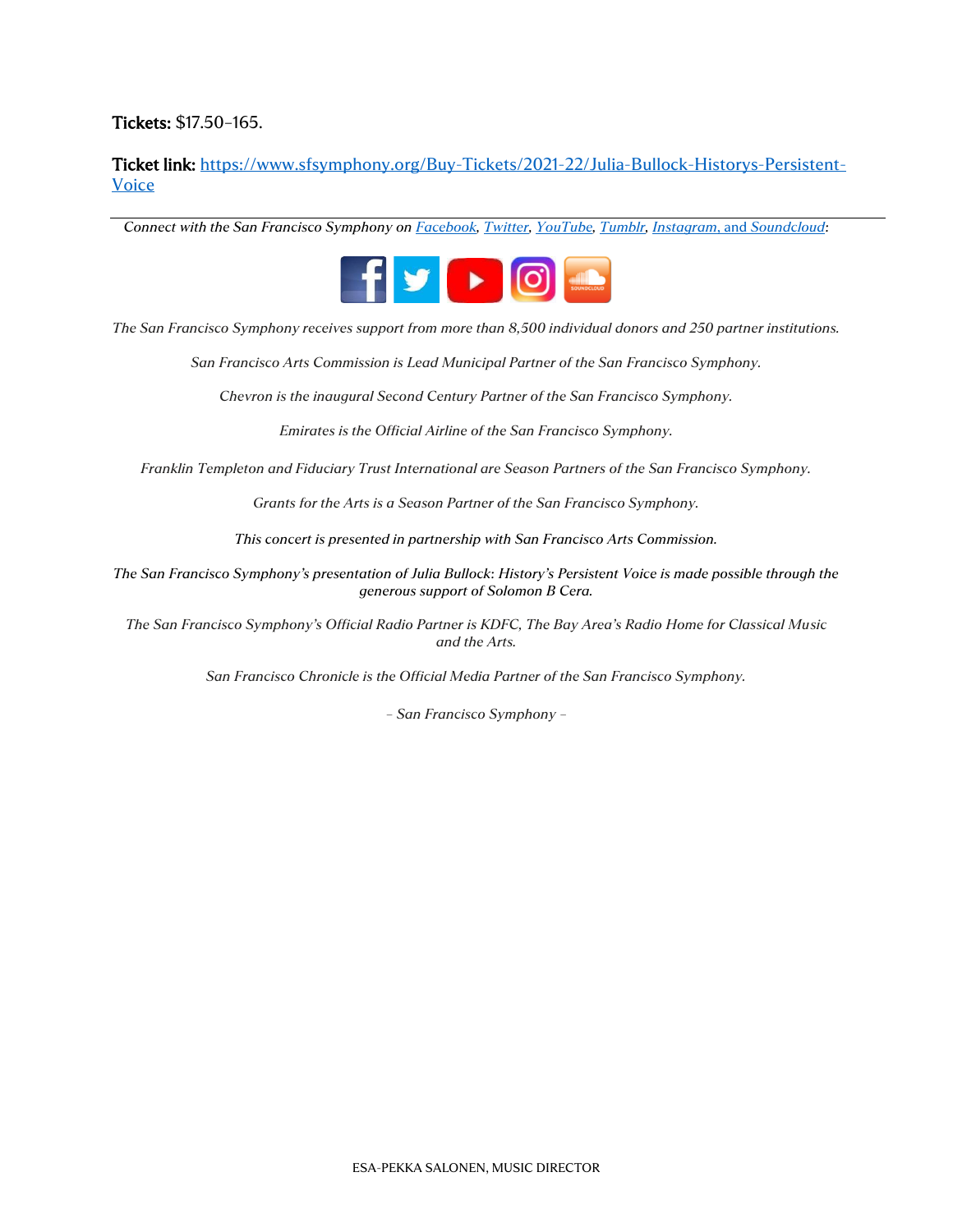**Tickets:** $17.50–165.

**Ticket link:** [https://www.sfsymphony.org/Buy-Tickets/2021-22/Julia-Bullock-Historys-Persistent-Voice](https://www.sfsymphony.org/Buy-Tickets/2021-22/Julia-Bullock-Historys-Persistent-Voice)

---

*Connect with the San Francisco Symphony on [Facebook](), [Twitter](), [YouTube](), [Tumblr](), [Instagram](), and [Soundcloud]():*

*The San Francisco Symphony receives support from more than 8,500 individual donors and 250 partner institutions.*

*San Francisco Arts Commission is Lead Municipal Partner of the San Francisco Symphony.*

*Chevron is the inaugural Second Century Partner of the San Francisco Symphony.*

*Emirates is the Official Airline of the San Francisco Symphony.*

*Franklin Templeton and Fiduciary Trust International are Season Partners of the San Francisco Symphony.*

*Grants for the Arts is a Season Partner of the San Francisco Symphony.*

*This concert is presented in partnership with San Francisco Arts Commission.*

*The San Francisco Symphony's presentation of Julia Bullock: History's Persistent Voice is made possible through the generous support of Solomon B Cera.*

*The San Francisco Symphony's Official Radio Partner is KDFC, The Bay Area's Radio Home for Classical Music and the Arts.*

*San Francisco Chronicle is the Official Media Partner of the San Francisco Symphony.*

*– San Francisco Symphony –*